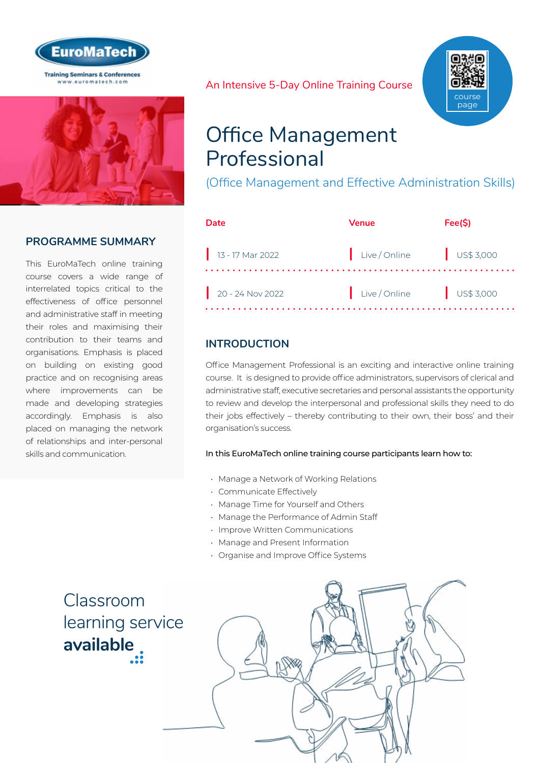EuroMaTech
Training Seminars & Conferences
www.euromatech.com

An Intensive 5-Day Online Training Course

course page

# Office Management Professional

(Office Management and Effective Administration Skills)

| Date | Venue | Fee($) |
|---|---|---|
| 13 - 17 Mar 2022 | Live / Online | US$ 3,000 |
| 20 - 24 Nov 2022 | Live / Online | US$ 3,000 |

## PROGRAMME SUMMARY

This EuroMaTech online training course covers a wide range of interrelated topics critical to the effectiveness of office personnel and administrative staff in meeting their roles and maximising their contribution to their teams and organisations. Emphasis is placed on building on existing good practice and on recognising areas where improvements can be made and developing strategies accordingly. Emphasis is also placed on managing the network of relationships and inter-personal skills and communication.

## INTRODUCTION

Office Management Professional is an exciting and interactive online training course. It is designed to provide office administrators, supervisors of clerical and administrative staff, executive secretaries and personal assistants the opportunity to review and develop the interpersonal and professional skills they need to do their jobs effectively – thereby contributing to their own, their boss' and their organisation's success.

In this EuroMaTech online training course participants learn how to:

- Manage a Network of Working Relations
- Communicate Effectively
- Manage Time for Yourself and Others
- Manage the Performance of Admin Staff
- Improve Written Communications
- Manage and Present Information
- Organise and Improve Office Systems

Classroom learning service **available**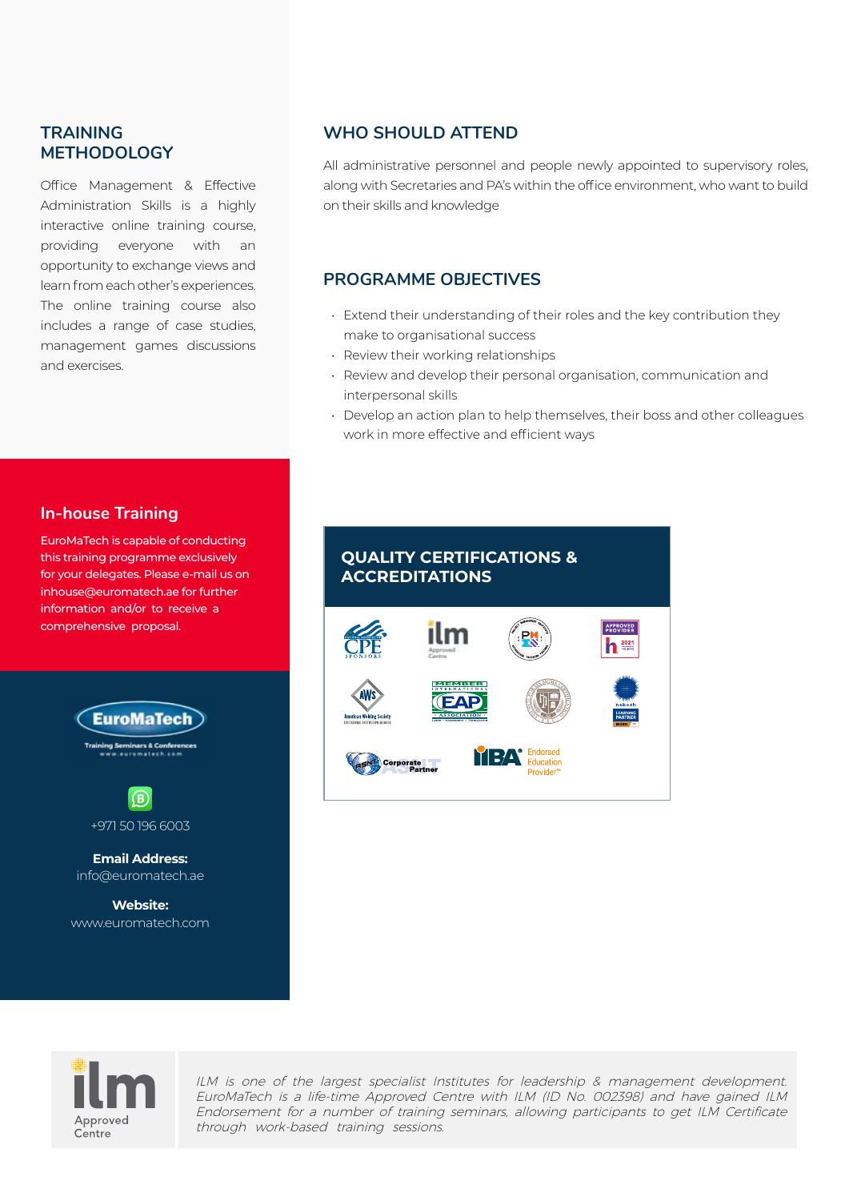## TRAINING METHODOLOGY

Office Management & Effective Administration Skills is a highly interactive online training course, providing everyone with an opportunity to exchange views and learn from each other's experiences. The online training course also includes a range of case studies, management games discussions and exercises.

## WHO SHOULD ATTEND

All administrative personnel and people newly appointed to supervisory roles, along with Secretaries and PA's within the office environment, who want to build on their skills and knowledge

## PROGRAMME OBJECTIVES

- Extend their understanding of their roles and the key contribution they make to organisational success
- Review their working relationships
- Review and develop their personal organisation, communication and interpersonal skills
- Develop an action plan to help themselves, their boss and other colleagues work in more effective and efficient ways

## In-house Training

EuroMaTech is capable of conducting this training programme exclusively for your delegates. Please e-mail us on inhouse@euromatech.ae for further information and/or to receive a comprehensive proposal.

## QUALITY CERTIFICATIONS & ACCREDITATIONS

EuroMaTech

Training Seminars & Conferences

www.euromatech.com

+971 50 196 6003

**Email Address:**
info@euromatech.ae

**Website:**
www.euromatech.com

ilm Approved Centre

*ILM is one of the largest specialist Institutes for leadership & management development. EuroMaTech is a life-time Approved Centre with ILM (ID No. 002398) and have gained ILM Endorsement for a number of training seminars. allowing participants to get ILM Certificate through work-based training sessions.*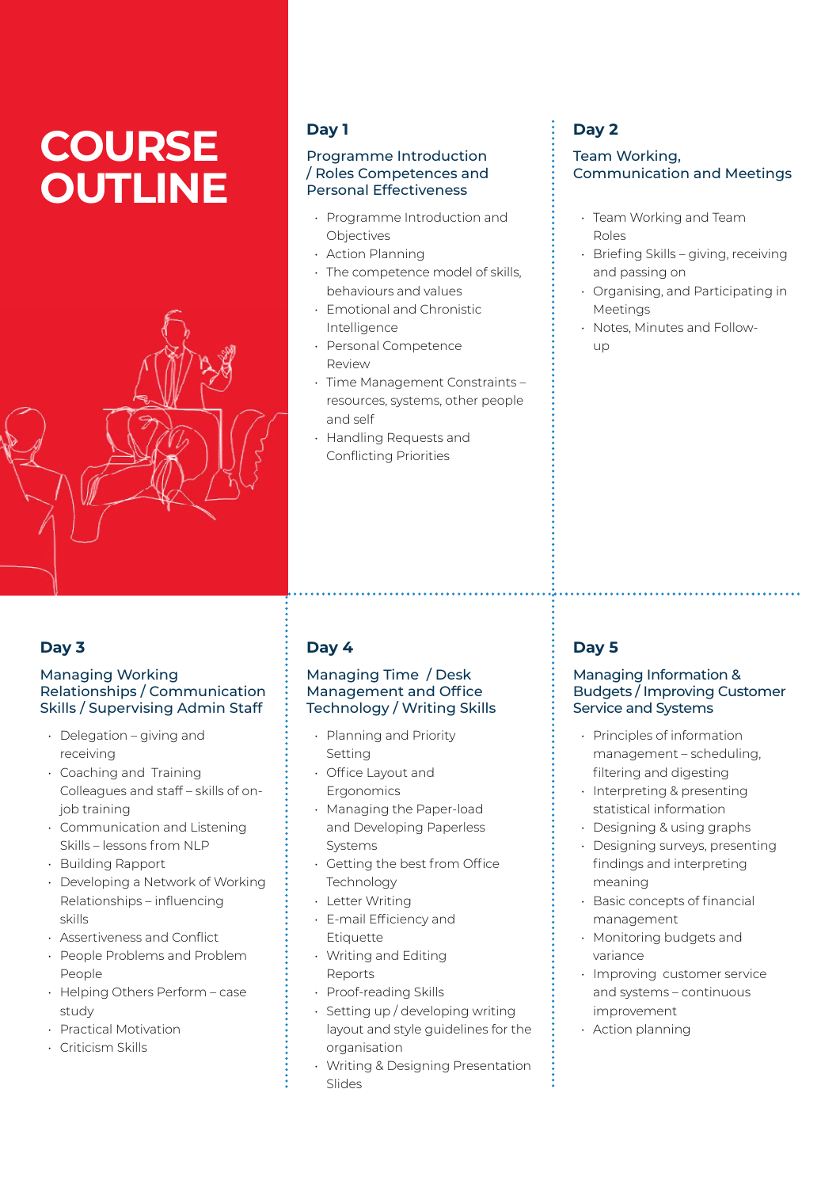# COURSE OUTLINE

## Day 1

### Programme Introduction / Roles Competences and Personal Effectiveness

- Programme Introduction and Objectives
- Action Planning
- The competence model of skills, behaviours and values
- Emotional and Chronistic Intelligence
- Personal Competence Review
- Time Management Constraints – resources, systems, other people and self
- Handling Requests and Conflicting Priorities

## Day 2

### Team Working, Communication and Meetings

- Team Working and Team Roles
- Briefing Skills – giving, receiving and passing on
- Organising, and Participating in Meetings
- Notes, Minutes and Follow-up

## Day 3

### Managing Working Relationships / Communication Skills / Supervising Admin Staff

- Delegation – giving and receiving
- Coaching and Training Colleagues and staff – skills of on-job training
- Communication and Listening Skills – lessons from NLP
- Building Rapport
- Developing a Network of Working Relationships – influencing skills
- Assertiveness and Conflict
- People Problems and Problem People
- Helping Others Perform – case study
- Practical Motivation
- Criticism Skills

## Day 4

### Managing Time / Desk Management and Office Technology / Writing Skills

- Planning and Priority Setting
- Office Layout and Ergonomics
- Managing the Paper-load and Developing Paperless Systems
- Getting the best from Office Technology
- Letter Writing
- E-mail Efficiency and Etiquette
- Writing and Editing Reports
- Proof-reading Skills
- Setting up / developing writing layout and style guidelines for the organisation
- Writing & Designing Presentation Slides

## Day 5

### Managing Information & Budgets / Improving Customer Service and Systems

- Principles of information management – scheduling, filtering and digesting
- Interpreting & presenting statistical information
- Designing & using graphs
- Designing surveys, presenting findings and interpreting meaning
- Basic concepts of financial management
- Monitoring budgets and variance
- Improving customer service and systems – continuous improvement
- Action planning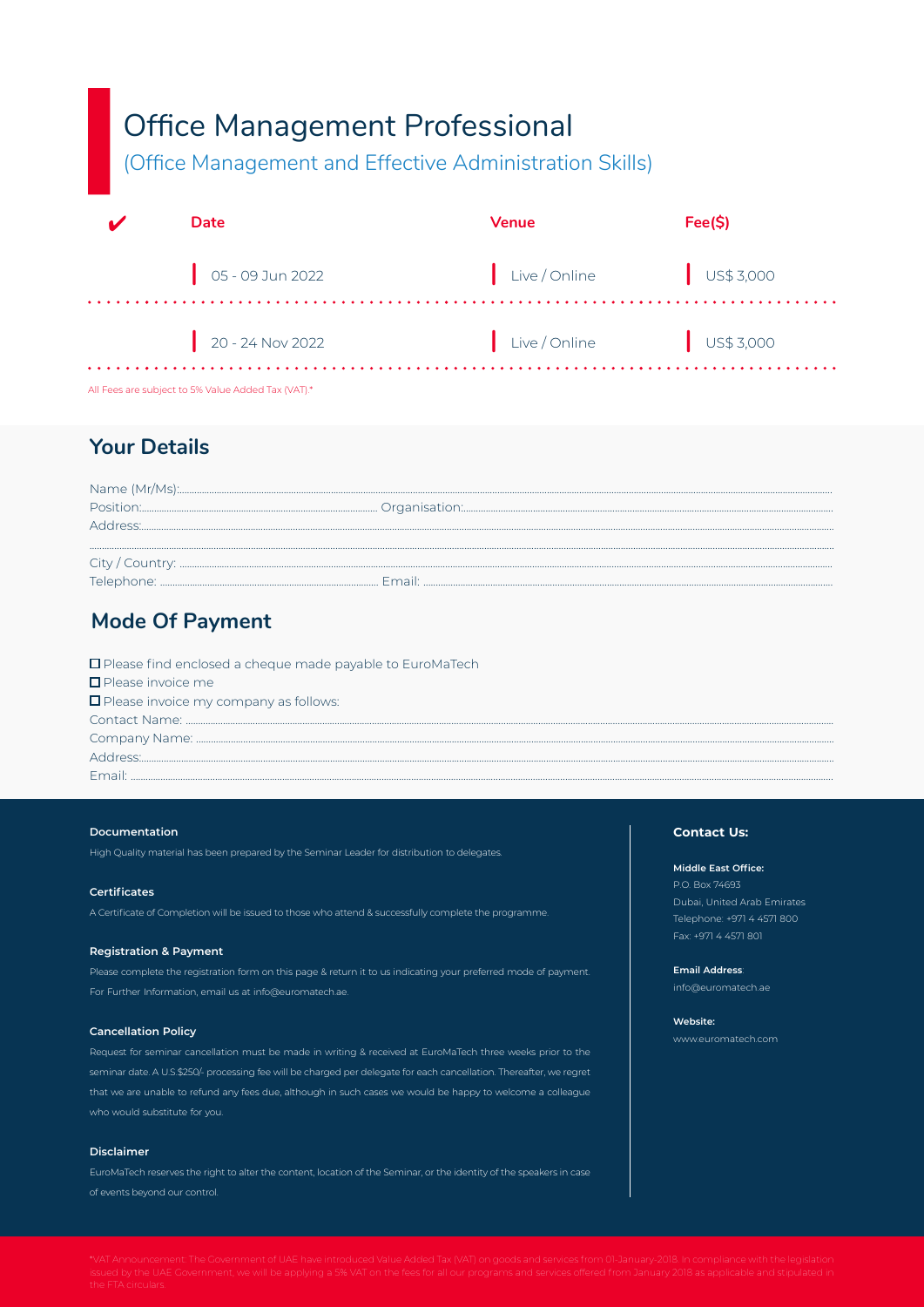# Office Management Professional

## (Office Management and Effective Administration Skills)

| ✔ | Date | Venue | Fee($) |
|---|---|---|---|
| | 05 - 09 Jun 2022 | Live / Online | US$ 3,000 |
| | 20 - 24 Nov 2022 | Live / Online | US$ 3,000 |

All Fees are subject to 5% Value Added Tax (VAT).*

## Your Details

Name (Mr/Ms):........................................

Position:........................................ Organisation:........................................

Address:........................................

........................................

City / Country: ........................................

Telephone: ........................................ Email: ........................................

## Mode Of Payment

☐ Please find enclosed a cheque made payable to EuroMaTech

☐ Please invoice me

☐ Please invoice my company as follows:

Contact Name: ........................................

Company Name: ........................................

Address:........................................

Email: ........................................

**Documentation**

High Quality material has been prepared by the Seminar Leader for distribution to delegates.

**Certificates**

A Certificate of Completion will be issued to those who attend & successfully complete the programme.

**Registration & Payment**

Please complete the registration form on this page & return it to us indicating your preferred mode of payment. For Further Information, email us at info@euromatech.ae.

**Cancellation Policy**

Request for seminar cancellation must be made in writing & received at EuroMaTech three weeks prior to the seminar date. A U.S.$250/- processing fee will be charged per delegate for each cancellation. Thereafter, we regret that we are unable to refund any fees due, although in such cases we would be happy to welcome a colleague who would substitute for you.

**Disclaimer**

EuroMaTech reserves the right to alter the content, location of the Seminar, or the identity of the speakers in case of events beyond our control.

**Contact Us:**

**Middle East Office:**
P.O. Box 74693
Dubai, United Arab Emirates
Telephone: +971 4 4571 800
Fax: +971 4 4571 801

**Email Address**:
info@euromatech.ae

**Website:**
www.euromatech.com

*VAT Announcement: The Government of UAE have introduced Value Added Tax (VAT) on goods and services from 01-January-2018. In compliance with the legislation issued by the UAE Government, we will be applying a 5% VAT on the fees for all our programs and services offered from January 2018 as applicable and stipulated in the FTA circulars.